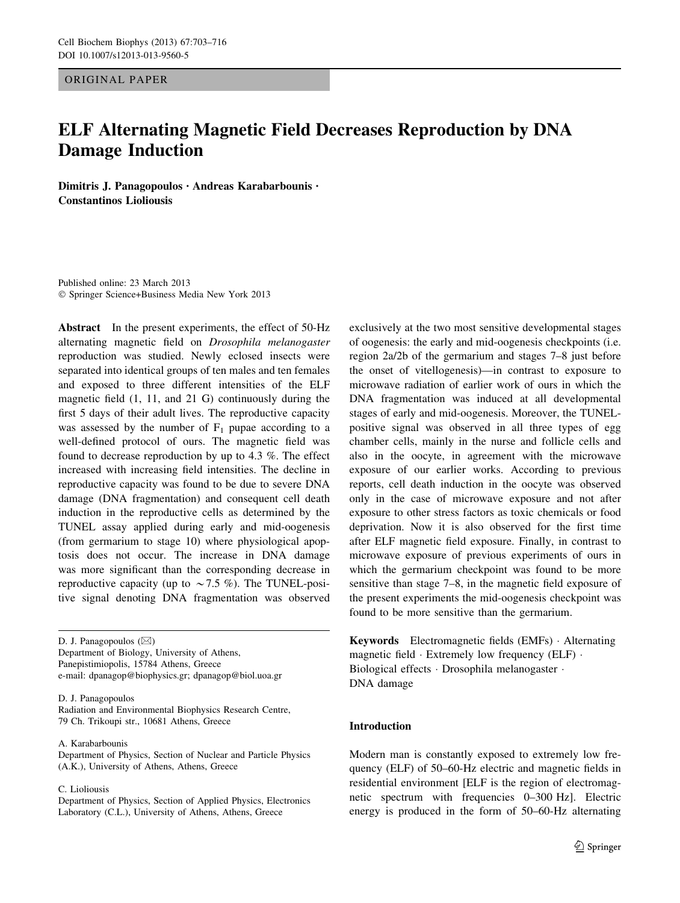ORIGINAL PAPER

# ELF Alternating Magnetic Field Decreases Reproduction by DNA Damage Induction

**Dimitris J. Panagopoulos · Andreas Karabarbounis · Constantinos Lioliousis**

Published online: 23 March 2013
© Springer Science+Business Media New York 2013

**Abstract** In the present experiments, the effect of 50-Hz alternating magnetic field on *Drosophila melanogaster* reproduction was studied. Newly eclosed insects were separated into identical groups of ten males and ten females and exposed to three different intensities of the ELF magnetic field (1, 11, and 21 G) continuously during the first 5 days of their adult lives. The reproductive capacity was assessed by the number of $F_1$ pupae according to a well-defined protocol of ours. The magnetic field was found to decrease reproduction by up to 4.3 %. The effect increased with increasing field intensities. The decline in reproductive capacity was found to be due to severe DNA damage (DNA fragmentation) and consequent cell death induction in the reproductive cells as determined by the TUNEL assay applied during early and mid-oogenesis (from germarium to stage 10) where physiological apoptosis does not occur. The increase in DNA damage was more significant than the corresponding decrease in reproductive capacity (up to ~7.5 %). The TUNEL-positive signal denoting DNA fragmentation was observed exclusively at the two most sensitive developmental stages of oogenesis: the early and mid-oogenesis checkpoints (i.e. region 2a/2b of the germarium and stages 7–8 just before the onset of vitellogenesis)—in contrast to exposure to microwave radiation of earlier work of ours in which the DNA fragmentation was induced at all developmental stages of early and mid-oogenesis. Moreover, the TUNEL-positive signal was observed in all three types of egg chamber cells, mainly in the nurse and follicle cells and also in the oocyte, in agreement with the microwave exposure of our earlier works. According to previous reports, cell death induction in the oocyte was observed only in the case of microwave exposure and not after exposure to other stress factors as toxic chemicals or food deprivation. Now it is also observed for the first time after ELF magnetic field exposure. Finally, in contrast to microwave exposure of previous experiments of ours in which the germarium checkpoint was found to be more sensitive than stage 7–8, in the magnetic field exposure of the present experiments the mid-oogenesis checkpoint was found to be more sensitive than the germarium.

**Keywords** Electromagnetic fields (EMFs) · Alternating magnetic field · Extremely low frequency (ELF) · Biological effects · Drosophila melanogaster · DNA damage

D. J. Panagopoulos (✉)
Department of Biology, University of Athens, Panepistimiopolis, 15784 Athens, Greece
e-mail: dpanagop@biophysics.gr; dpanagop@biol.uoa.gr

D. J. Panagopoulos
Radiation and Environmental Biophysics Research Centre, 79 Ch. Trikoupi str., 10681 Athens, Greece

A. Karabarbounis
Department of Physics, Section of Nuclear and Particle Physics (A.K.), University of Athens, Athens, Greece

C. Lioliousis
Department of Physics, Section of Applied Physics, Electronics Laboratory (C.L.), University of Athens, Athens, Greece

## Introduction

Modern man is constantly exposed to extremely low frequency (ELF) of 50–60-Hz electric and magnetic fields in residential environment [ELF is the region of electromagnetic spectrum with frequencies 0–300 Hz]. Electric energy is produced in the form of 50–60-Hz alternating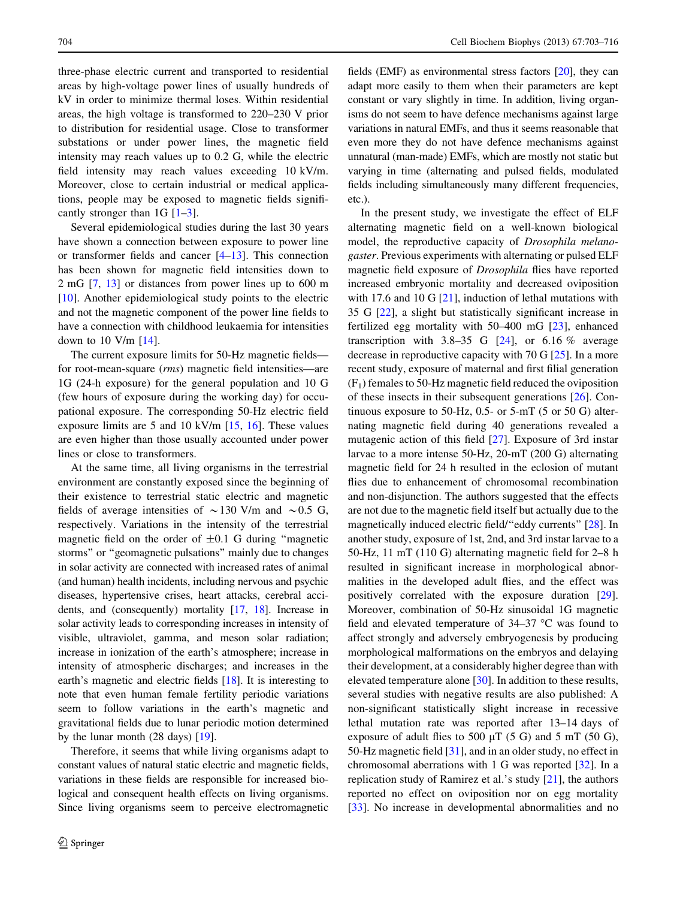three-phase electric current and transported to residential areas by high-voltage power lines of usually hundreds of kV in order to minimize thermal loses. Within residential areas, the high voltage is transformed to 220–230 V prior to distribution for residential usage. Close to transformer substations or under power lines, the magnetic field intensity may reach values up to 0.2 G, while the electric field intensity may reach values exceeding 10 kV/m. Moreover, close to certain industrial or medical applications, people may be exposed to magnetic fields significantly stronger than 1G [1–3].

Several epidemiological studies during the last 30 years have shown a connection between exposure to power line or transformer fields and cancer [4–13]. This connection has been shown for magnetic field intensities down to 2 mG [7, 13] or distances from power lines up to 600 m [10]. Another epidemiological study points to the electric and not the magnetic component of the power line fields to have a connection with childhood leukaemia for intensities down to 10 V/m [14].

The current exposure limits for 50-Hz magnetic fields—for root-mean-square (*rms*) magnetic field intensities—are 1G (24-h exposure) for the general population and 10 G (few hours of exposure during the working day) for occupational exposure. The corresponding 50-Hz electric field exposure limits are 5 and 10 kV/m [15, 16]. These values are even higher than those usually accounted under power lines or close to transformers.

At the same time, all living organisms in the terrestrial environment are constantly exposed since the beginning of their existence to terrestrial static electric and magnetic fields of average intensities of ~130 V/m and ~0.5 G, respectively. Variations in the intensity of the terrestrial magnetic field on the order of ±0.1 G during "magnetic storms" or "geomagnetic pulsations" mainly due to changes in solar activity are connected with increased rates of animal (and human) health incidents, including nervous and psychic diseases, hypertensive crises, heart attacks, cerebral accidents, and (consequently) mortality [17, 18]. Increase in solar activity leads to corresponding increases in intensity of visible, ultraviolet, gamma, and meson solar radiation; increase in ionization of the earth's atmosphere; increase in intensity of atmospheric discharges; and increases in the earth's magnetic and electric fields [18]. It is interesting to note that even human female fertility periodic variations seem to follow variations in the earth's magnetic and gravitational fields due to lunar periodic motion determined by the lunar month (28 days) [19].

Therefore, it seems that while living organisms adapt to constant values of natural static electric and magnetic fields, variations in these fields are responsible for increased biological and consequent health effects on living organisms. Since living organisms seem to perceive electromagnetic fields (EMF) as environmental stress factors [20], they can adapt more easily to them when their parameters are kept constant or vary slightly in time. In addition, living organisms do not seem to have defence mechanisms against large variations in natural EMFs, and thus it seems reasonable that even more they do not have defence mechanisms against unnatural (man-made) EMFs, which are mostly not static but varying in time (alternating and pulsed fields, modulated fields including simultaneously many different frequencies, etc.).

In the present study, we investigate the effect of ELF alternating magnetic field on a well-known biological model, the reproductive capacity of *Drosophila melanogaster*. Previous experiments with alternating or pulsed ELF magnetic field exposure of *Drosophila* flies have reported increased embryonic mortality and decreased oviposition with 17.6 and 10 G [21], induction of lethal mutations with 35 G [22], a slight but statistically significant increase in fertilized egg mortality with 50–400 mG [23], enhanced transcription with 3.8–35 G [24], or 6.16 % average decrease in reproductive capacity with 70 G [25]. In a more recent study, exposure of maternal and first filial generation ($F_1$) females to 50-Hz magnetic field reduced the oviposition of these insects in their subsequent generations [26]. Continuous exposure to 50-Hz, 0.5- or 5-mT (5 or 50 G) alternating magnetic field during 40 generations revealed a mutagenic action of this field [27]. Exposure of 3rd instar larvae to a more intense 50-Hz, 20-mT (200 G) alternating magnetic field for 24 h resulted in the eclosion of mutant flies due to enhancement of chromosomal recombination and non-disjunction. The authors suggested that the effects are not due to the magnetic field itself but actually due to the magnetically induced electric field/"eddy currents" [28]. In another study, exposure of 1st, 2nd, and 3rd instar larvae to a 50-Hz, 11 mT (110 G) alternating magnetic field for 2–8 h resulted in significant increase in morphological abnormalities in the developed adult flies, and the effect was positively correlated with the exposure duration [29]. Moreover, combination of 50-Hz sinusoidal 1G magnetic field and elevated temperature of 34–37 °C was found to affect strongly and adversely embryogenesis by producing morphological malformations on the embryos and delaying their development, at a considerably higher degree than with elevated temperature alone [30]. In addition to these results, several studies with negative results are also published: A non-significant statistically slight increase in recessive lethal mutation rate was reported after 13–14 days of exposure of adult flies to 500 μT (5 G) and 5 mT (50 G), 50-Hz magnetic field [31], and in an older study, no effect in chromosomal aberrations with 1 G was reported [32]. In a replication study of Ramirez et al.'s study [21], the authors reported no effect on oviposition nor on egg mortality [33]. No increase in developmental abnormalities and no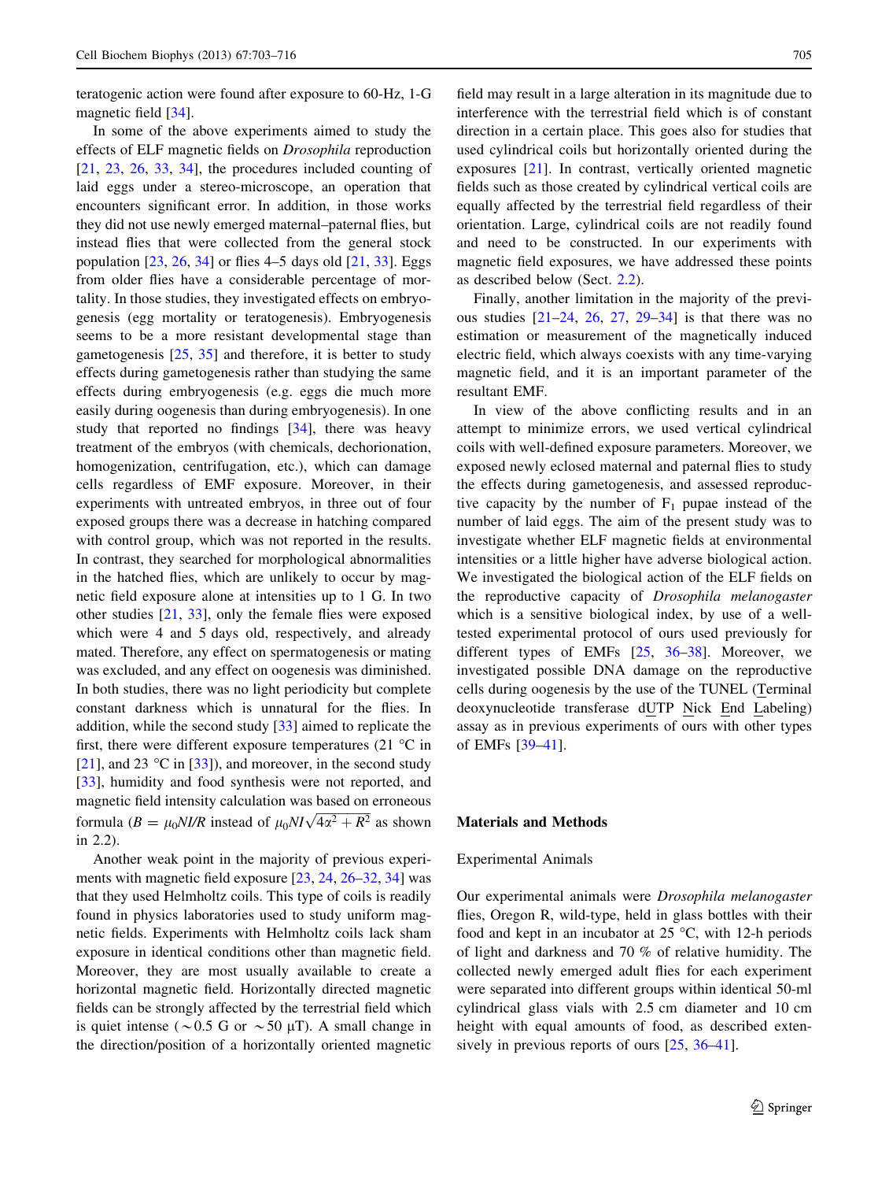teratogenic action were found after exposure to 60-Hz, 1-G magnetic field [34].

In some of the above experiments aimed to study the effects of ELF magnetic fields on *Drosophila* reproduction [21, 23, 26, 33, 34], the procedures included counting of laid eggs under a stereo-microscope, an operation that encounters significant error. In addition, in those works they did not use newly emerged maternal–paternal flies, but instead flies that were collected from the general stock population [23, 26, 34] or flies 4–5 days old [21, 33]. Eggs from older flies have a considerable percentage of mortality. In those studies, they investigated effects on embryogenesis (egg mortality or teratogenesis). Embryogenesis seems to be a more resistant developmental stage than gametogenesis [25, 35] and therefore, it is better to study effects during gametogenesis rather than studying the same effects during embryogenesis (e.g. eggs die much more easily during oogenesis than during embryogenesis). In one study that reported no findings [34], there was heavy treatment of the embryos (with chemicals, dechorionation, homogenization, centrifugation, etc.), which can damage cells regardless of EMF exposure. Moreover, in their experiments with untreated embryos, in three out of four exposed groups there was a decrease in hatching compared with control group, which was not reported in the results. In contrast, they searched for morphological abnormalities in the hatched flies, which are unlikely to occur by magnetic field exposure alone at intensities up to 1 G. In two other studies [21, 33], only the female flies were exposed which were 4 and 5 days old, respectively, and already mated. Therefore, any effect on spermatogenesis or mating was excluded, and any effect on oogenesis was diminished. In both studies, there was no light periodicity but complete constant darkness which is unnatural for the flies. In addition, while the second study [33] aimed to replicate the first, there were different exposure temperatures (21 °C in [21], and 23 °C in [33]), and moreover, in the second study [33], humidity and food synthesis were not reported, and magnetic field intensity calculation was based on erroneous formula ($B = \mu_0 NI/R$ instead of $\mu_0 NI\sqrt{4\alpha^2 + R^2}$ as shown in 2.2).

Another weak point in the majority of previous experiments with magnetic field exposure [23, 24, 26–32, 34] was that they used Helmholtz coils. This type of coils is readily found in physics laboratories used to study uniform magnetic fields. Experiments with Helmholtz coils lack sham exposure in identical conditions other than magnetic field. Moreover, they are most usually available to create a horizontal magnetic field. Horizontally directed magnetic fields can be strongly affected by the terrestrial field which is quiet intense (~0.5 G or ~50 μT). A small change in the direction/position of a horizontally oriented magnetic field may result in a large alteration in its magnitude due to interference with the terrestrial field which is of constant direction in a certain place. This goes also for studies that used cylindrical coils but horizontally oriented during the exposures [21]. In contrast, vertically oriented magnetic fields such as those created by cylindrical vertical coils are equally affected by the terrestrial field regardless of their orientation. Large, cylindrical coils are not readily found and need to be constructed. In our experiments with magnetic field exposures, we have addressed these points as described below (Sect. 2.2).

Finally, another limitation in the majority of the previous studies [21–24, 26, 27, 29–34] is that there was no estimation or measurement of the magnetically induced electric field, which always coexists with any time-varying magnetic field, and it is an important parameter of the resultant EMF.

In view of the above conflicting results and in an attempt to minimize errors, we used vertical cylindrical coils with well-defined exposure parameters. Moreover, we exposed newly eclosed maternal and paternal flies to study the effects during gametogenesis, and assessed reproductive capacity by the number of $F_1$ pupae instead of the number of laid eggs. The aim of the present study was to investigate whether ELF magnetic fields at environmental intensities or a little higher have adverse biological action. We investigated the biological action of the ELF fields on the reproductive capacity of *Drosophila melanogaster* which is a sensitive biological index, by use of a well-tested experimental protocol of ours used previously for different types of EMFs [25, 36–38]. Moreover, we investigated possible DNA damage on the reproductive cells during oogenesis by the use of the TUNEL (Terminal deoxynucleotide transferase dUTP Nick End Labeling) assay as in previous experiments of ours with other types of EMFs [39–41].

## Materials and Methods

### Experimental Animals

Our experimental animals were *Drosophila melanogaster* flies, Oregon R, wild-type, held in glass bottles with their food and kept in an incubator at 25 °C, with 12-h periods of light and darkness and 70 % of relative humidity. The collected newly emerged adult flies for each experiment were separated into different groups within identical 50-ml cylindrical glass vials with 2.5 cm diameter and 10 cm height with equal amounts of food, as described extensively in previous reports of ours [25, 36–41].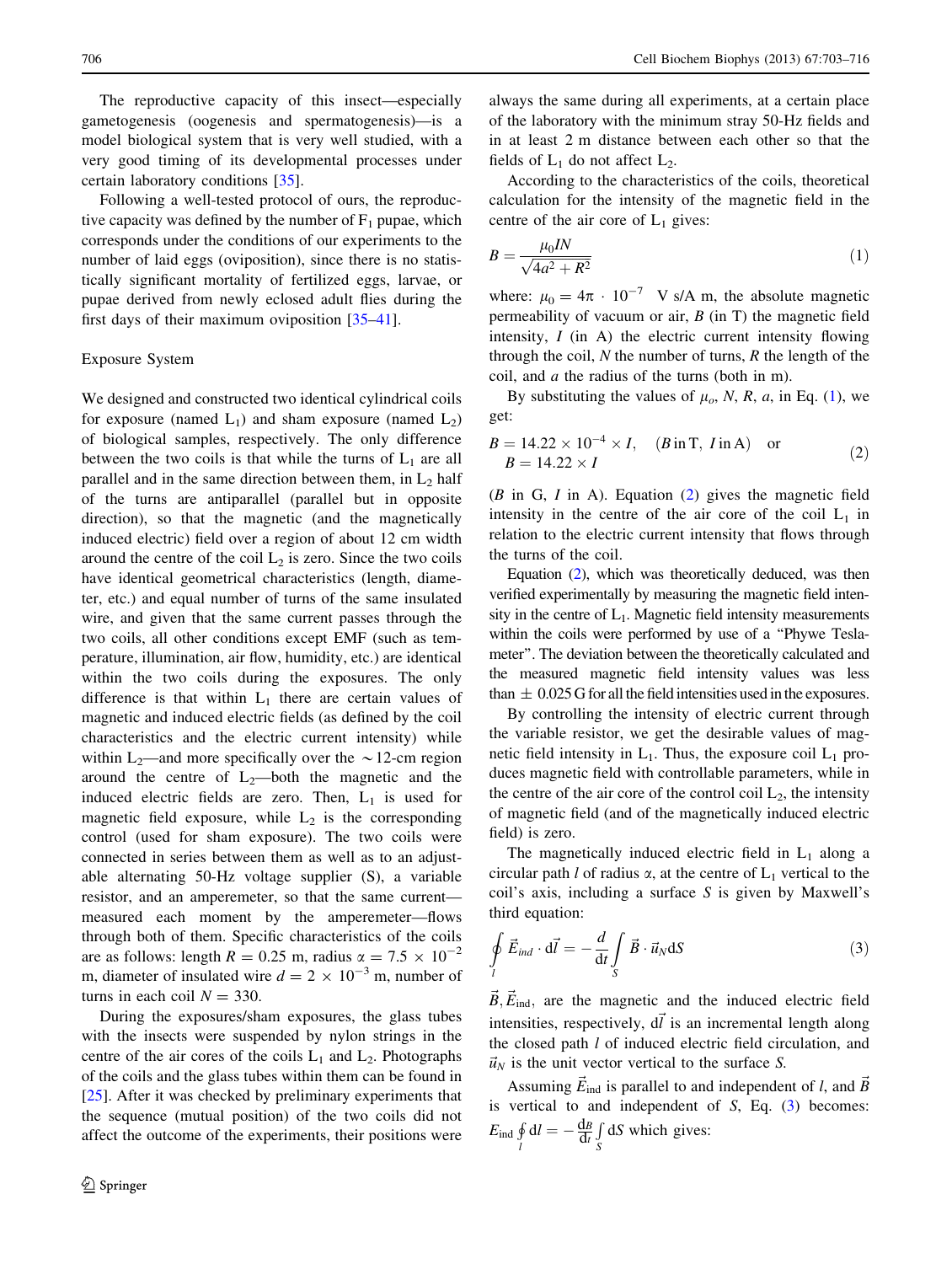The reproductive capacity of this insect—especially gametogenesis (oogenesis and spermatogenesis)—is a model biological system that is very well studied, with a very good timing of its developmental processes under certain laboratory conditions [35].

Following a well-tested protocol of ours, the reproductive capacity was defined by the number of $F_1$ pupae, which corresponds under the conditions of our experiments to the number of laid eggs (oviposition), since there is no statistically significant mortality of fertilized eggs, larvae, or pupae derived from newly eclosed adult flies during the first days of their maximum oviposition [35–41].

### Exposure System

We designed and constructed two identical cylindrical coils for exposure (named $L_1$) and sham exposure (named $L_2$) of biological samples, respectively. The only difference between the two coils is that while the turns of $L_1$ are all parallel and in the same direction between them, in $L_2$ half of the turns are antiparallel (parallel but in opposite direction), so that the magnetic (and the magnetically induced electric) field over a region of about 12 cm width around the centre of the coil $L_2$ is zero. Since the two coils have identical geometrical characteristics (length, diameter, etc.) and equal number of turns of the same insulated wire, and given that the same current passes through the two coils, all other conditions except EMF (such as temperature, illumination, air flow, humidity, etc.) are identical within the two coils during the exposures. The only difference is that within $L_1$ there are certain values of magnetic and induced electric fields (as defined by the coil characteristics and the electric current intensity) while within $L_2$—and more specifically over the ~12-cm region around the centre of $L_2$—both the magnetic and the induced electric fields are zero. Then, $L_1$ is used for magnetic field exposure, while $L_2$ is the corresponding control (used for sham exposure). The two coils were connected in series between them as well as to an adjustable alternating 50-Hz voltage supplier (S), a variable resistor, and an amperemeter, so that the same current—measured each moment by the amperemeter—flows through both of them. Specific characteristics of the coils are as follows: length $R = 0.25$ m, radius $\alpha = 7.5 \times 10^{-2}$ m, diameter of insulated wire $d = 2 \times 10^{-3}$ m, number of turns in each coil $N = 330$.

During the exposures/sham exposures, the glass tubes with the insects were suspended by nylon strings in the centre of the air cores of the coils $L_1$ and $L_2$. Photographs of the coils and the glass tubes within them can be found in [25]. After it was checked by preliminary experiments that the sequence (mutual position) of the two coils did not affect the outcome of the experiments, their positions were always the same during all experiments, at a certain place of the laboratory with the minimum stray 50-Hz fields and in at least 2 m distance between each other so that the fields of $L_1$ do not affect $L_2$.

According to the characteristics of the coils, theoretical calculation for the intensity of the magnetic field in the centre of the air core of $L_1$ gives:

$$B = \frac{\mu_0 I N}{\sqrt{4a^2 + R^2}} \tag{1}$$

where: $\mu_0 = 4\pi \cdot 10^{-7}$ V s/A m, the absolute magnetic permeability of vacuum or air, $B$ (in T) the magnetic field intensity, $I$ (in A) the electric current intensity flowing through the coil, $N$ the number of turns, $R$ the length of the coil, and $a$ the radius of the turns (both in m).

By substituting the values of $\mu_o$, $N$, $R$, $a$, in Eq. (1), we get:

$$B = 14.22 \times 10^{-4} \times I, \quad (B \text{ in T}, \ I \text{ in A}) \quad \text{or} \quad B = 14.22 \times I \tag{2}$$

($B$ in G, $I$ in A). Equation (2) gives the magnetic field intensity in the centre of the air core of the coil $L_1$ in relation to the electric current intensity that flows through the turns of the coil.

Equation (2), which was theoretically deduced, was then verified experimentally by measuring the magnetic field intensity in the centre of $L_1$. Magnetic field intensity measurements within the coils were performed by use of a "Phywe Teslameter". The deviation between the theoretically calculated and the measured magnetic field intensity values was less than $\pm$ 0.025 G for all the field intensities used in the exposures.

By controlling the intensity of electric current through the variable resistor, we get the desirable values of magnetic field intensity in $L_1$. Thus, the exposure coil $L_1$ produces magnetic field with controllable parameters, while in the centre of the air core of the control coil $L_2$, the intensity of magnetic field (and of the magnetically induced electric field) is zero.

The magnetically induced electric field in $L_1$ along a circular path $l$ of radius $\alpha$, at the centre of $L_1$ vertical to the coil's axis, including a surface $S$ is given by Maxwell's third equation:

$$\oint_l \vec{E}_{ind} \cdot \mathrm{d}\vec{l} = -\frac{d}{\mathrm{d}t} \int_S \vec{B} \cdot \vec{u}_N \mathrm{d}S \tag{3}$$

$\vec{B}, \vec{E}_{\text{ind}}$, are the magnetic and the induced electric field intensities, respectively, $\mathrm{d}\vec{l}$ is an incremental length along the closed path $l$ of induced electric field circulation, and $\vec{u}_N$ is the unit vector vertical to the surface $S$.

Assuming $\vec{E}_{\text{ind}}$ is parallel to and independent of $l$, and $\vec{B}$ is vertical to and independent of $S$, Eq. (3) becomes: $E_{\text{ind}} \oint_l \mathrm{d}l = -\frac{\mathrm{d}B}{\mathrm{d}t} \int_S \mathrm{d}S$ which gives: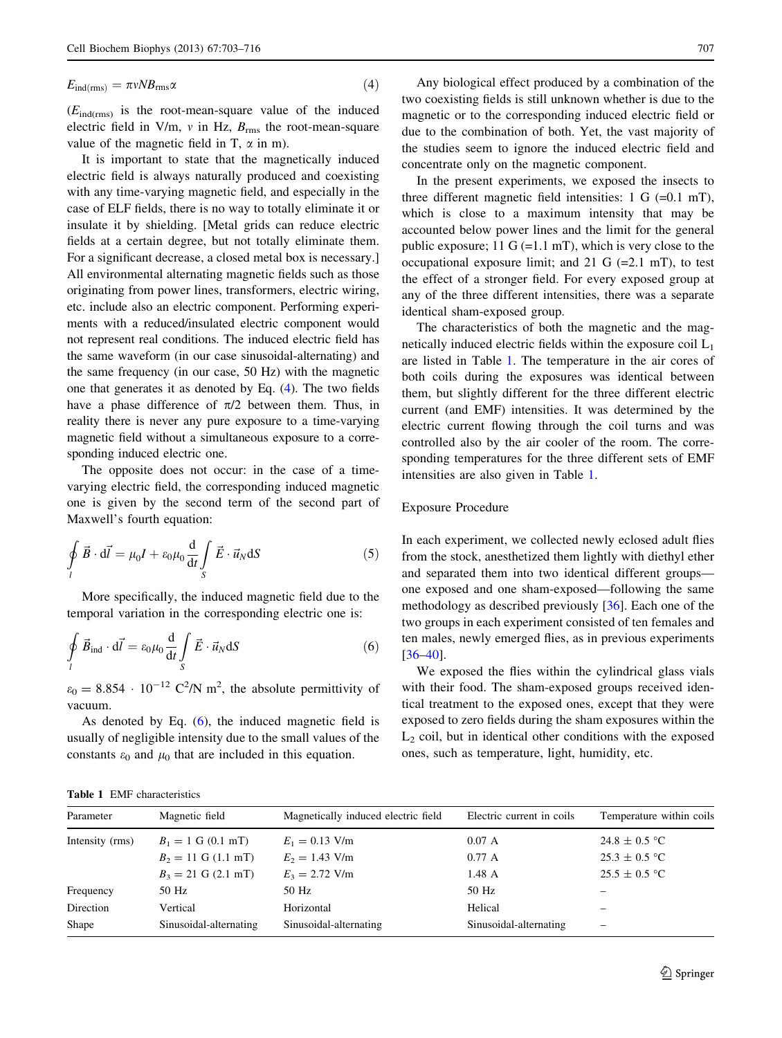$$E_{\mathrm{ind(rms)}} = \pi \nu N B_{\mathrm{rms}} \alpha \tag{4}$$

($E_{\mathrm{ind(rms)}}$ is the root-mean-square value of the induced electric field in V/m, $\nu$ in Hz, $B_{\mathrm{rms}}$ the root-mean-square value of the magnetic field in T, $\alpha$ in m).

It is important to state that the magnetically induced electric field is always naturally produced and coexisting with any time-varying magnetic field, and especially in the case of ELF fields, there is no way to totally eliminate it or insulate it by shielding. [Metal grids can reduce electric fields at a certain degree, but not totally eliminate them. For a significant decrease, a closed metal box is necessary.] All environmental alternating magnetic fields such as those originating from power lines, transformers, electric wiring, etc. include also an electric component. Performing experiments with a reduced/insulated electric component would not represent real conditions. The induced electric field has the same waveform (in our case sinusoidal-alternating) and the same frequency (in our case, 50 Hz) with the magnetic one that generates it as denoted by Eq. (4). The two fields have a phase difference of $\pi/2$ between them. Thus, in reality there is never any pure exposure to a time-varying magnetic field without a simultaneous exposure to a corresponding induced electric one.

The opposite does not occur: in the case of a time-varying electric field, the corresponding induced magnetic one is given by the second term of the second part of Maxwell's fourth equation:

$$\oint_l \vec{B} \cdot \mathrm{d}\vec{l} = \mu_0 I + \varepsilon_0 \mu_0 \frac{\mathrm{d}}{\mathrm{d}t} \int_S \vec{E} \cdot \vec{u}_N \mathrm{d}S \tag{5}$$

More specifically, the induced magnetic field due to the temporal variation in the corresponding electric one is:

$$\oint_l \vec{B}_{\mathrm{ind}} \cdot \mathrm{d}\vec{l} = \varepsilon_0 \mu_0 \frac{\mathrm{d}}{\mathrm{d}t} \int_S \vec{E} \cdot \vec{u}_N \mathrm{d}S \tag{6}$$

$\varepsilon_0 = 8.854 \cdot 10^{-12}$ C$^2$/N m$^2$, the absolute permittivity of vacuum.

As denoted by Eq. (6), the induced magnetic field is usually of negligible intensity due to the small values of the constants $\varepsilon_0$ and $\mu_0$ that are included in this equation.

Any biological effect produced by a combination of the two coexisting fields is still unknown whether is due to the magnetic or to the corresponding induced electric field or due to the combination of both. Yet, the vast majority of the studies seem to ignore the induced electric field and concentrate only on the magnetic component.

In the present experiments, we exposed the insects to three different magnetic field intensities: 1 G (=0.1 mT), which is close to a maximum intensity that may be accounted below power lines and the limit for the general public exposure; 11 G (=1.1 mT), which is very close to the occupational exposure limit; and 21 G (=2.1 mT), to test the effect of a stronger field. For every exposed group at any of the three different intensities, there was a separate identical sham-exposed group.

The characteristics of both the magnetic and the magnetically induced electric fields within the exposure coil $L_1$ are listed in Table 1. The temperature in the air cores of both coils during the exposures was identical between them, but slightly different for the three different electric current (and EMF) intensities. It was determined by the electric current flowing through the coil turns and was controlled also by the air cooler of the room. The corresponding temperatures for the three different sets of EMF intensities are also given in Table 1.

## Exposure Procedure

In each experiment, we collected newly eclosed adult flies from the stock, anesthetized them lightly with diethyl ether and separated them into two identical different groups—one exposed and one sham-exposed—following the same methodology as described previously [36]. Each one of the two groups in each experiment consisted of ten females and ten males, newly emerged flies, as in previous experiments [36–40].

We exposed the flies within the cylindrical glass vials with their food. The sham-exposed groups received identical treatment to the exposed ones, except that they were exposed to zero fields during the sham exposures within the $L_2$ coil, but in identical other conditions with the exposed ones, such as temperature, light, humidity, etc.

**Table 1** EMF characteristics

| Parameter | Magnetic field | Magnetically induced electric field | Electric current in coils | Temperature within coils |
|---|---|---|---|---|
| Intensity (rms) | $B_1 = 1$ G (0.1 mT) | $E_1 = 0.13$ V/m | 0.07 A | 24.8 ± 0.5 °C |
| | $B_2 = 11$ G (1.1 mT) | $E_2 = 1.43$ V/m | 0.77 A | 25.3 ± 0.5 °C |
| | $B_3 = 21$ G (2.1 mT) | $E_3 = 2.72$ V/m | 1.48 A | 25.5 ± 0.5 °C |
| Frequency | 50 Hz | 50 Hz | 50 Hz | – |
| Direction | Vertical | Horizontal | Helical | – |
| Shape | Sinusoidal-alternating | Sinusoidal-alternating | Sinusoidal-alternating | – |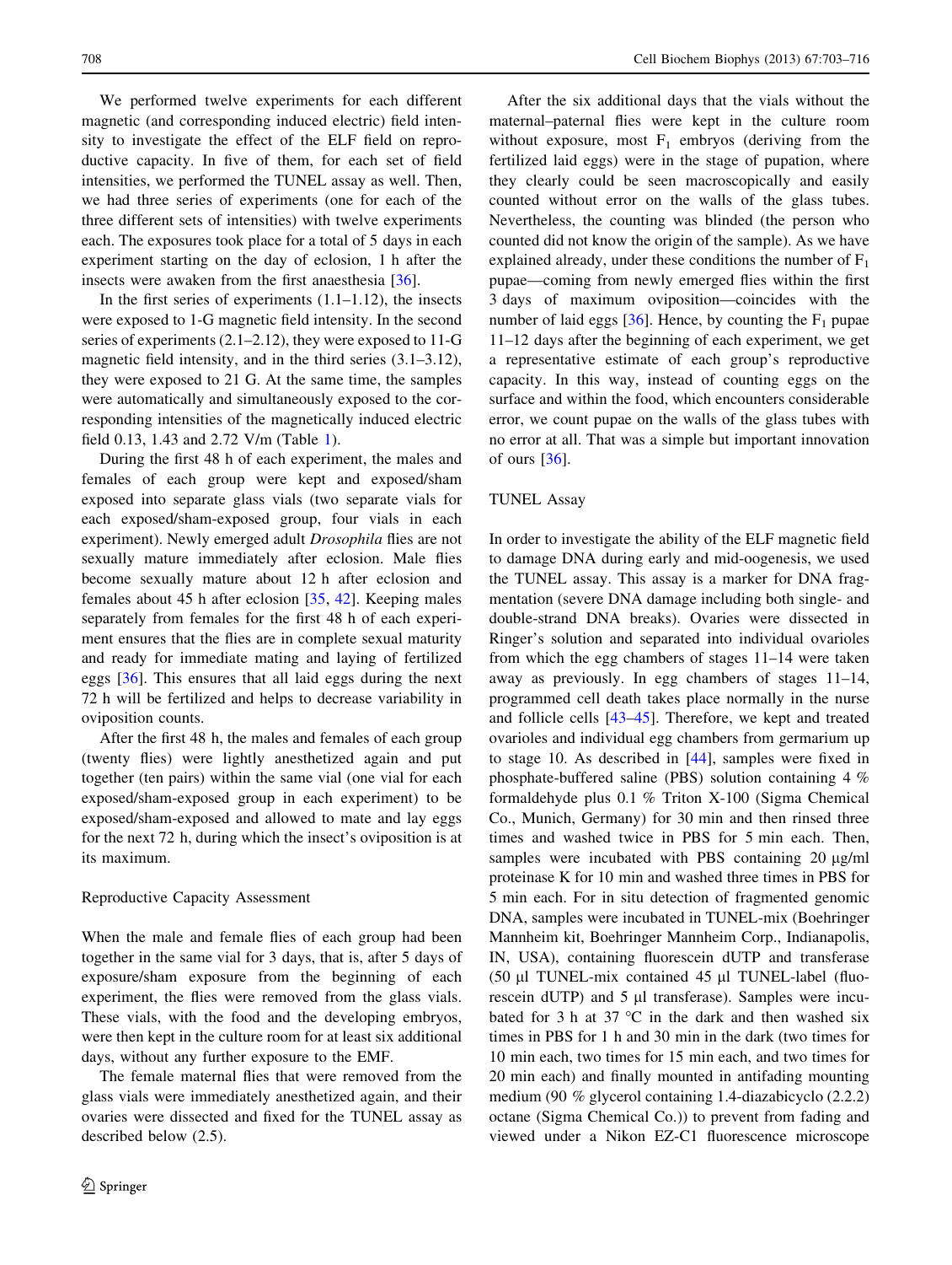We performed twelve experiments for each different magnetic (and corresponding induced electric) field intensity to investigate the effect of the ELF field on reproductive capacity. In five of them, for each set of field intensities, we performed the TUNEL assay as well. Then, we had three series of experiments (one for each of the three different sets of intensities) with twelve experiments each. The exposures took place for a total of 5 days in each experiment starting on the day of eclosion, 1 h after the insects were awaken from the first anaesthesia [36].

In the first series of experiments (1.1–1.12), the insects were exposed to 1-G magnetic field intensity. In the second series of experiments (2.1–2.12), they were exposed to 11-G magnetic field intensity, and in the third series (3.1–3.12), they were exposed to 21 G. At the same time, the samples were automatically and simultaneously exposed to the corresponding intensities of the magnetically induced electric field 0.13, 1.43 and 2.72 V/m (Table 1).

During the first 48 h of each experiment, the males and females of each group were kept and exposed/sham exposed into separate glass vials (two separate vials for each exposed/sham-exposed group, four vials in each experiment). Newly emerged adult *Drosophila* flies are not sexually mature immediately after eclosion. Male flies become sexually mature about 12 h after eclosion and females about 45 h after eclosion [35, 42]. Keeping males separately from females for the first 48 h of each experiment ensures that the flies are in complete sexual maturity and ready for immediate mating and laying of fertilized eggs [36]. This ensures that all laid eggs during the next 72 h will be fertilized and helps to decrease variability in oviposition counts.

After the first 48 h, the males and females of each group (twenty flies) were lightly anesthetized again and put together (ten pairs) within the same vial (one vial for each exposed/sham-exposed group in each experiment) to be exposed/sham-exposed and allowed to mate and lay eggs for the next 72 h, during which the insect's oviposition is at its maximum.

## Reproductive Capacity Assessment

When the male and female flies of each group had been together in the same vial for 3 days, that is, after 5 days of exposure/sham exposure from the beginning of each experiment, the flies were removed from the glass vials. These vials, with the food and the developing embryos, were then kept in the culture room for at least six additional days, without any further exposure to the EMF.

The female maternal flies that were removed from the glass vials were immediately anesthetized again, and their ovaries were dissected and fixed for the TUNEL assay as described below (2.5).

After the six additional days that the vials without the maternal–paternal flies were kept in the culture room without exposure, most $F_1$ embryos (deriving from the fertilized laid eggs) were in the stage of pupation, where they clearly could be seen macroscopically and easily counted without error on the walls of the glass tubes. Nevertheless, the counting was blinded (the person who counted did not know the origin of the sample). As we have explained already, under these conditions the number of $F_1$ pupae—coming from newly emerged flies within the first 3 days of maximum oviposition—coincides with the number of laid eggs [36]. Hence, by counting the $F_1$ pupae 11–12 days after the beginning of each experiment, we get a representative estimate of each group's reproductive capacity. In this way, instead of counting eggs on the surface and within the food, which encounters considerable error, we count pupae on the walls of the glass tubes with no error at all. That was a simple but important innovation of ours [36].

## TUNEL Assay

In order to investigate the ability of the ELF magnetic field to damage DNA during early and mid-oogenesis, we used the TUNEL assay. This assay is a marker for DNA fragmentation (severe DNA damage including both single- and double-strand DNA breaks). Ovaries were dissected in Ringer's solution and separated into individual ovarioles from which the egg chambers of stages 11–14 were taken away as previously. In egg chambers of stages 11–14, programmed cell death takes place normally in the nurse and follicle cells [43–45]. Therefore, we kept and treated ovarioles and individual egg chambers from germarium up to stage 10. As described in [44], samples were fixed in phosphate-buffered saline (PBS) solution containing 4 % formaldehyde plus 0.1 % Triton X-100 (Sigma Chemical Co., Munich, Germany) for 30 min and then rinsed three times and washed twice in PBS for 5 min each. Then, samples were incubated with PBS containing 20 μg/ml proteinase K for 10 min and washed three times in PBS for 5 min each. For in situ detection of fragmented genomic DNA, samples were incubated in TUNEL-mix (Boehringer Mannheim kit, Boehringer Mannheim Corp., Indianapolis, IN, USA), containing fluorescein dUTP and transferase (50 μl TUNEL-mix contained 45 μl TUNEL-label (fluorescein dUTP) and 5 μl transferase). Samples were incubated for 3 h at 37 °C in the dark and then washed six times in PBS for 1 h and 30 min in the dark (two times for 10 min each, two times for 15 min each, and two times for 20 min each) and finally mounted in antifading mounting medium (90 % glycerol containing 1.4-diazabicyclo (2.2.2) octane (Sigma Chemical Co.)) to prevent from fading and viewed under a Nikon EZ-C1 fluorescence microscope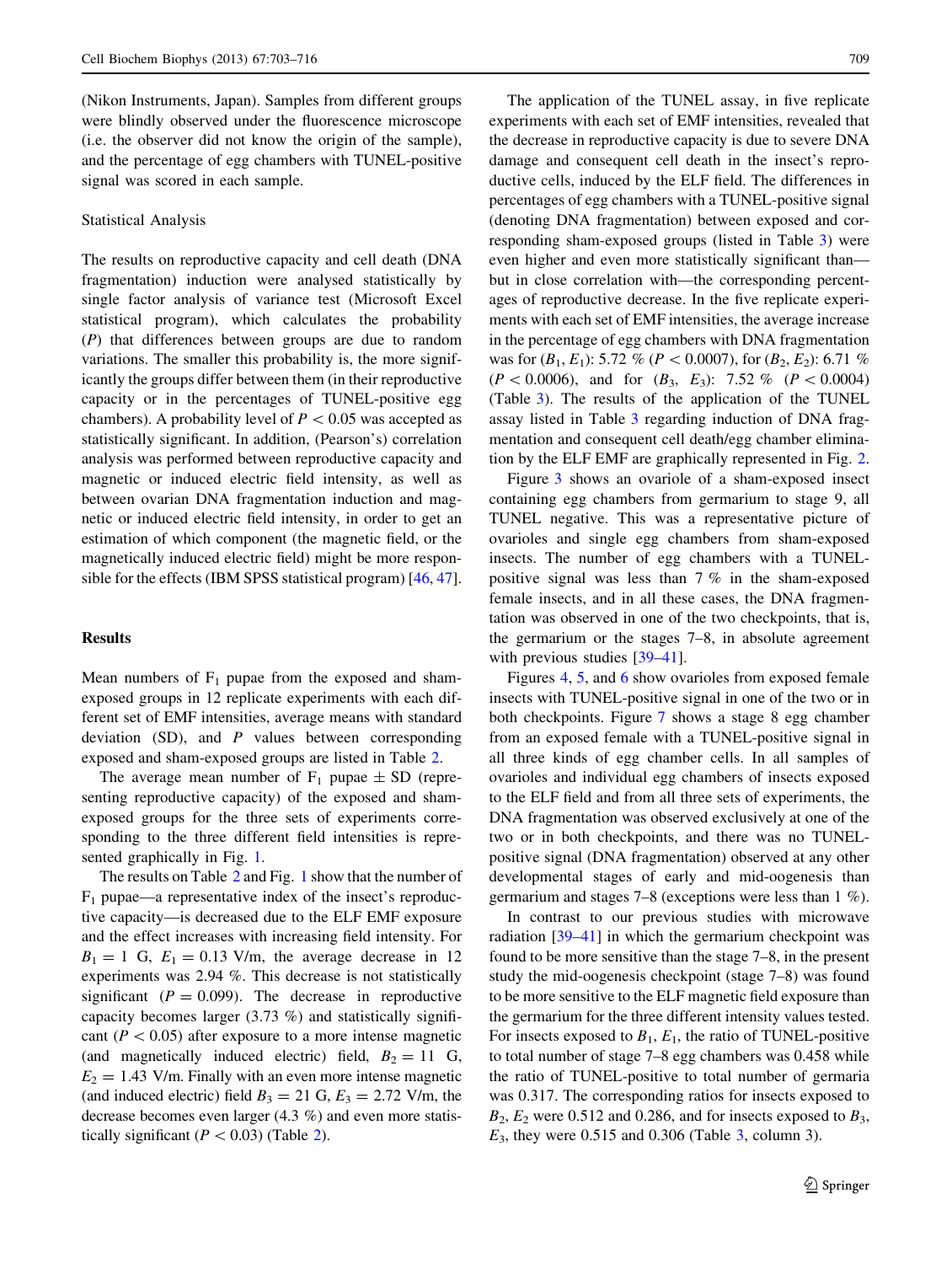(Nikon Instruments, Japan). Samples from different groups were blindly observed under the fluorescence microscope (i.e. the observer did not know the origin of the sample), and the percentage of egg chambers with TUNEL-positive signal was scored in each sample.

### Statistical Analysis

The results on reproductive capacity and cell death (DNA fragmentation) induction were analysed statistically by single factor analysis of variance test (Microsoft Excel statistical program), which calculates the probability ($P$) that differences between groups are due to random variations. The smaller this probability is, the more significantly the groups differ between them (in their reproductive capacity or in the percentages of TUNEL-positive egg chambers). A probability level of $P < 0.05$ was accepted as statistically significant. In addition, (Pearson's) correlation analysis was performed between reproductive capacity and magnetic or induced electric field intensity, as well as between ovarian DNA fragmentation induction and magnetic or induced electric field intensity, in order to get an estimation of which component (the magnetic field, or the magnetically induced electric field) might be more responsible for the effects (IBM SPSS statistical program) [46, 47].

## Results

Mean numbers of $F_1$ pupae from the exposed and sham-exposed groups in 12 replicate experiments with each different set of EMF intensities, average means with standard deviation (SD), and $P$ values between corresponding exposed and sham-exposed groups are listed in Table 2.

The average mean number of $F_1$ pupae $\pm$ SD (representing reproductive capacity) of the exposed and sham-exposed groups for the three sets of experiments corresponding to the three different field intensities is represented graphically in Fig. 1.

The results on Table 2 and Fig. 1 show that the number of $F_1$ pupae—a representative index of the insect's reproductive capacity—is decreased due to the ELF EMF exposure and the effect increases with increasing field intensity. For $B_1 = 1$ G, $E_1 = 0.13$ V/m, the average decrease in 12 experiments was 2.94 %. This decrease is not statistically significant ($P = 0.099$). The decrease in reproductive capacity becomes larger (3.73 %) and statistically significant ($P < 0.05$) after exposure to a more intense magnetic (and magnetically induced electric) field, $B_2 = 11$ G, $E_2 = 1.43$ V/m. Finally with an even more intense magnetic (and induced electric) field $B_3 = 21$ G, $E_3 = 2.72$ V/m, the decrease becomes even larger (4.3 %) and even more statistically significant ($P < 0.03$) (Table 2).

The application of the TUNEL assay, in five replicate experiments with each set of EMF intensities, revealed that the decrease in reproductive capacity is due to severe DNA damage and consequent cell death in the insect's reproductive cells, induced by the ELF field. The differences in percentages of egg chambers with a TUNEL-positive signal (denoting DNA fragmentation) between exposed and corresponding sham-exposed groups (listed in Table 3) were even higher and even more statistically significant than—but in close correlation with—the corresponding percentages of reproductive decrease. In the five replicate experiments with each set of EMF intensities, the average increase in the percentage of egg chambers with DNA fragmentation was for ($B_1$, $E_1$): 5.72 % ($P < 0.0007$), for ($B_2$, $E_2$): 6.71 % ($P < 0.0006$), and for ($B_3$, $E_3$): 7.52 % ($P < 0.0004$) (Table 3). The results of the application of the TUNEL assay listed in Table 3 regarding induction of DNA fragmentation and consequent cell death/egg chamber elimination by the ELF EMF are graphically represented in Fig. 2.

Figure 3 shows an ovariole of a sham-exposed insect containing egg chambers from germarium to stage 9, all TUNEL negative. This was a representative picture of ovarioles and single egg chambers from sham-exposed insects. The number of egg chambers with a TUNEL-positive signal was less than 7 % in the sham-exposed female insects, and in all these cases, the DNA fragmentation was observed in one of the two checkpoints, that is, the germarium or the stages 7–8, in absolute agreement with previous studies [39–41].

Figures 4, 5, and 6 show ovarioles from exposed female insects with TUNEL-positive signal in one of the two or in both checkpoints. Figure 7 shows a stage 8 egg chamber from an exposed female with a TUNEL-positive signal in all three kinds of egg chamber cells. In all samples of ovarioles and individual egg chambers of insects exposed to the ELF field and from all three sets of experiments, the DNA fragmentation was observed exclusively at one of the two or in both checkpoints, and there was no TUNEL-positive signal (DNA fragmentation) observed at any other developmental stages of early and mid-oogenesis than germarium and stages 7–8 (exceptions were less than 1 %).

In contrast to our previous studies with microwave radiation [39–41] in which the germarium checkpoint was found to be more sensitive than the stage 7–8, in the present study the mid-oogenesis checkpoint (stage 7–8) was found to be more sensitive to the ELF magnetic field exposure than the germarium for the three different intensity values tested. For insects exposed to $B_1$, $E_1$, the ratio of TUNEL-positive to total number of stage 7–8 egg chambers was 0.458 while the ratio of TUNEL-positive to total number of germaria was 0.317. The corresponding ratios for insects exposed to $B_2$, $E_2$ were 0.512 and 0.286, and for insects exposed to $B_3$, $E_3$, they were 0.515 and 0.306 (Table 3, column 3).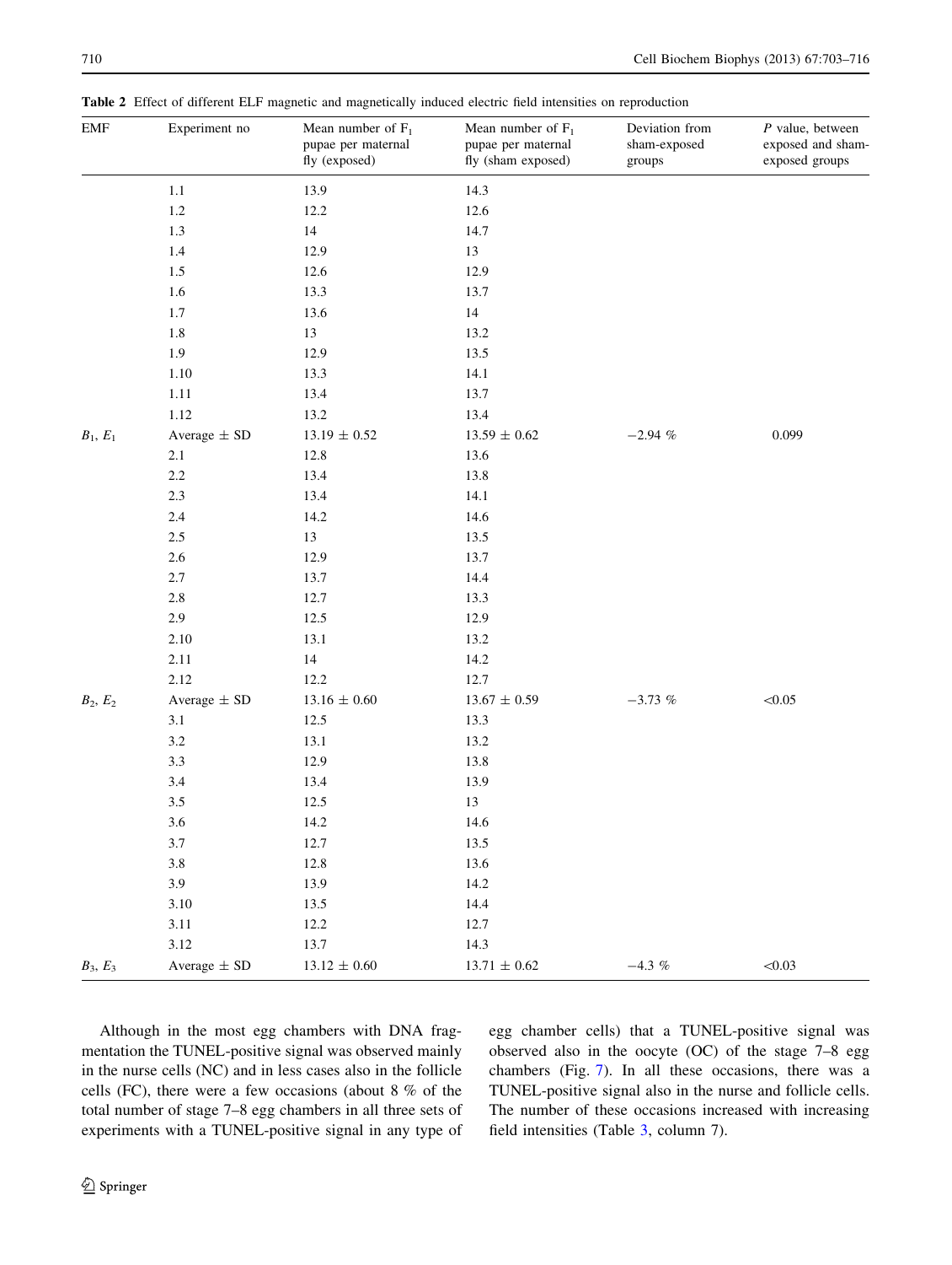**Table 2** Effect of different ELF magnetic and magnetically induced electric field intensities on reproduction

| EMF | Experiment no | Mean number of $F_1$ pupae per maternal fly (exposed) | Mean number of $F_1$ pupae per maternal fly (sham exposed) | Deviation from sham-exposed groups | P value, between exposed and sham-exposed groups |
|---|---|---|---|---|---|
| | 1.1 | 13.9 | 14.3 | | |
| | 1.2 | 12.2 | 12.6 | | |
| | 1.3 | 14 | 14.7 | | |
| | 1.4 | 12.9 | 13 | | |
| | 1.5 | 12.6 | 12.9 | | |
| | 1.6 | 13.3 | 13.7 | | |
| | 1.7 | 13.6 | 14 | | |
| | 1.8 | 13 | 13.2 | | |
| | 1.9 | 12.9 | 13.5 | | |
| | 1.10 | 13.3 | 14.1 | | |
| | 1.11 | 13.4 | 13.7 | | |
| | 1.12 | 13.2 | 13.4 | | |
| $B_1$, $E_1$ | Average ± SD | 13.19 ± 0.52 | 13.59 ± 0.62 | −2.94 % | 0.099 |
| | 2.1 | 12.8 | 13.6 | | |
| | 2.2 | 13.4 | 13.8 | | |
| | 2.3 | 13.4 | 14.1 | | |
| | 2.4 | 14.2 | 14.6 | | |
| | 2.5 | 13 | 13.5 | | |
| | 2.6 | 12.9 | 13.7 | | |
| | 2.7 | 13.7 | 14.4 | | |
| | 2.8 | 12.7 | 13.3 | | |
| | 2.9 | 12.5 | 12.9 | | |
| | 2.10 | 13.1 | 13.2 | | |
| | 2.11 | 14 | 14.2 | | |
| | 2.12 | 12.2 | 12.7 | | |
| $B_2$, $E_2$ | Average ± SD | 13.16 ± 0.60 | 13.67 ± 0.59 | −3.73 % | <0.05 |
| | 3.1 | 12.5 | 13.3 | | |
| | 3.2 | 13.1 | 13.2 | | |
| | 3.3 | 12.9 | 13.8 | | |
| | 3.4 | 13.4 | 13.9 | | |
| | 3.5 | 12.5 | 13 | | |
| | 3.6 | 14.2 | 14.6 | | |
| | 3.7 | 12.7 | 13.5 | | |
| | 3.8 | 12.8 | 13.6 | | |
| | 3.9 | 13.9 | 14.2 | | |
| | 3.10 | 13.5 | 14.4 | | |
| | 3.11 | 12.2 | 12.7 | | |
| | 3.12 | 13.7 | 14.3 | | |
| $B_3$, $E_3$ | Average ± SD | 13.12 ± 0.60 | 13.71 ± 0.62 | −4.3 % | <0.03 |

Although in the most egg chambers with DNA fragmentation the TUNEL-positive signal was observed mainly in the nurse cells (NC) and in less cases also in the follicle cells (FC), there were a few occasions (about 8 % of the total number of stage 7–8 egg chambers in all three sets of experiments with a TUNEL-positive signal in any type of egg chamber cells) that a TUNEL-positive signal was observed also in the oocyte (OC) of the stage 7–8 egg chambers (Fig. 7). In all these occasions, there was a TUNEL-positive signal also in the nurse and follicle cells. The number of these occasions increased with increasing field intensities (Table 3, column 7).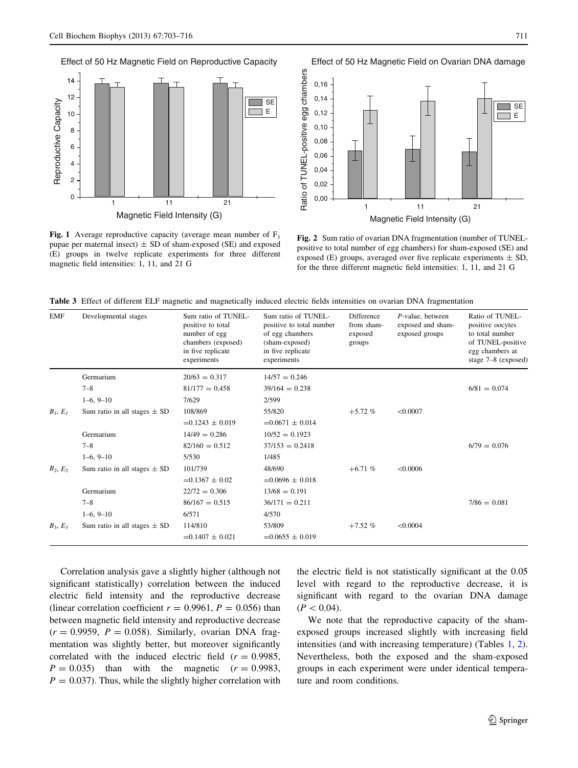Fig. 1 Average reproductive capacity (average mean number of $F_1$ pupae per maternal insect) ± SD of sham-exposed (SE) and exposed (E) groups in twelve replicate experiments for three different magnetic field intensities: 1, 11, and 21 G

Fig. 2 Sum ratio of ovarian DNA fragmentation (number of TUNEL-positive to total number of egg chambers) for sham-exposed (SE) and exposed (E) groups, averaged over five replicate experiments ± SD, for the three different magnetic field intensities: 1, 11, and 21 G

**Table 3** Effect of different ELF magnetic and magnetically induced electric fields intensities on ovarian DNA fragmentation

| EMF | Developmental stages | Sum ratio of TUNEL-positive to total number of egg chambers (exposed) in five replicate experiments | Sum ratio of TUNEL-positive to total number of egg chambers (sham-exposed) in five replicate experiments | Difference from sham-exposed groups | *P*-value, between exposed and sham-exposed groups | Ratio of TUNEL-positive oocytes to total number of TUNEL-positive egg chambers at stage 7–8 (exposed) |
|---|---|---|---|---|---|---|
| | Germarium | 20/63 = 0.317 | 14/57 = 0.246 | | | |
| | 7–8 | 81/177 = 0.458 | 39/164 = 0.238 | | | 6/81 = 0.074 |
| | 1–6, 9–10 | 7/629 | 2/599 | | | |
| $B_1$, $E_1$ | Sum ratio in all stages ± SD | 108/869 | 55/820 | +5.72 % | <0.0007 | |
| | | =0.1243 ± 0.019 | =0.0671 ± 0.014 | | | |
| | Germarium | 14/49 = 0.286 | 10/52 = 0.1923 | | | |
| | 7–8 | 82/160 = 0.512 | 37/153 = 0.2418 | | | 6/79 = 0.076 |
| | 1–6, 9–10 | 5/530 | 1/485 | | | |
| $B_2$, $E_2$ | Sum ratio in all stages ± SD | 101/739 | 48/690 | +6.71 % | <0.0006 | |
| | | =0.1367 ± 0.02 | =0.0696 ± 0.018 | | | |
| | Germarium | 22/72 = 0.306 | 13/68 = 0.191 | | | |
| | 7–8 | 86/167 = 0.515 | 36/171 = 0.211 | | | 7/86 = 0.081 |
| | 1–6, 9–10 | 6/571 | 4/570 | | | |
| $B_3$, $E_3$ | Sum ratio in all stages ± SD | 114/810 | 53/809 | +7.52 % | <0.0004 | |
| | | =0.1407 ± 0.021 | =0.0655 ± 0.019 | | | |

Correlation analysis gave a slightly higher (although not significant statistically) correlation between the induced electric field intensity and the reproductive decrease (linear correlation coefficient $r = 0.9961$, $P = 0.056$) than between magnetic field intensity and reproductive decrease ($r = 0.9959$, $P = 0.058$). Similarly, ovarian DNA fragmentation was slightly better, but moreover significantly correlated with the induced electric field ($r = 0.9985$, $P = 0.035$) than with the magnetic ($r = 0.9983$, $P = 0.037$). Thus, while the slightly higher correlation with the electric field is not statistically significant at the 0.05 level with regard to the reproductive decrease, it is significant with regard to the ovarian DNA damage ($P < 0.04$).

We note that the reproductive capacity of the sham-exposed groups increased slightly with increasing field intensities (and with increasing temperature) (Tables 1, 2). Nevertheless, both the exposed and the sham-exposed groups in each experiment were under identical temperature and room conditions.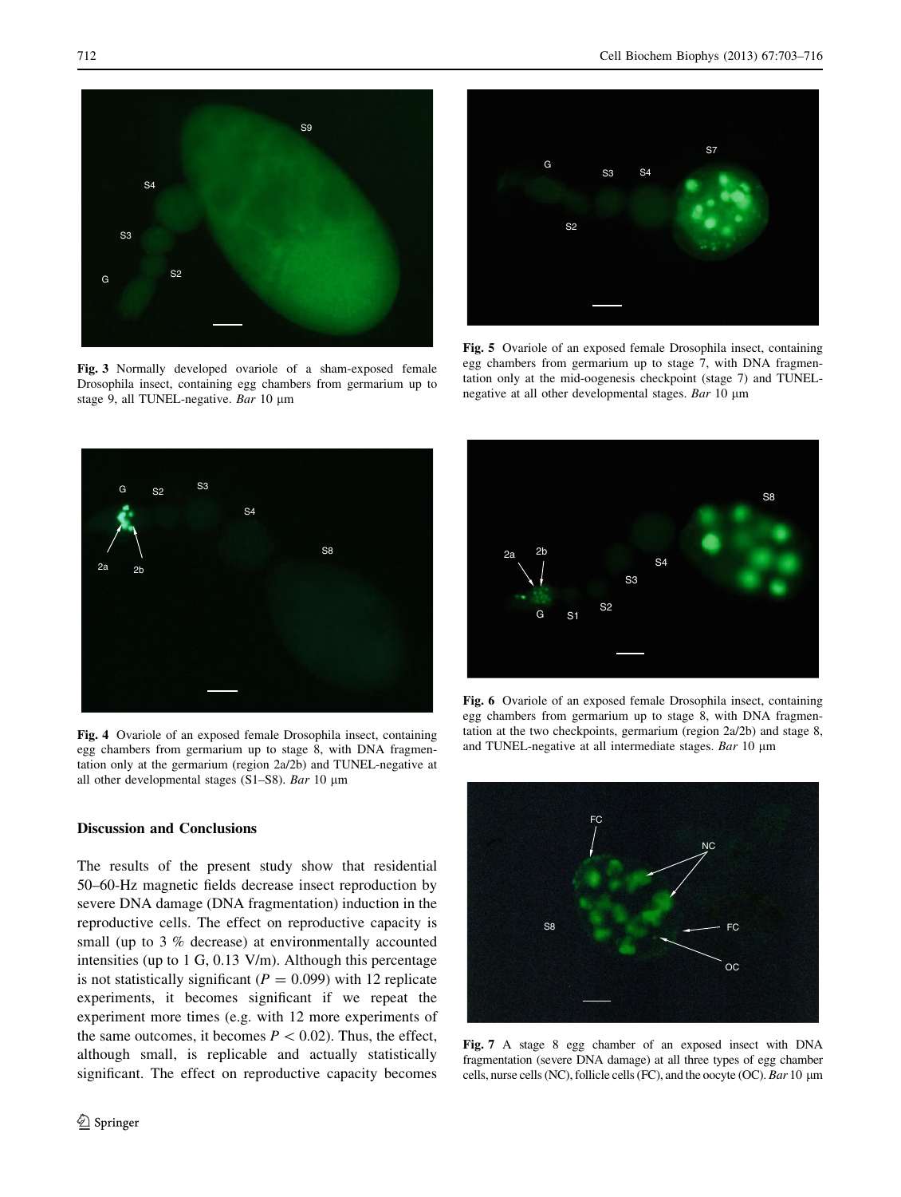Fig. 3 Normally developed ovariole of a sham-exposed female Drosophila insect, containing egg chambers from germarium up to stage 9, all TUNEL-negative. *Bar* 10 μm

Fig. 5 Ovariole of an exposed female Drosophila insect, containing egg chambers from germarium up to stage 7, with DNA fragmentation only at the mid-oogenesis checkpoint (stage 7) and TUNEL-negative at all other developmental stages. *Bar* 10 μm

Fig. 4 Ovariole of an exposed female Drosophila insect, containing egg chambers from germarium up to stage 8, with DNA fragmentation only at the germarium (region 2a/2b) and TUNEL-negative at all other developmental stages (S1–S8). *Bar* 10 μm

Fig. 6 Ovariole of an exposed female Drosophila insect, containing egg chambers from germarium up to stage 8, with DNA fragmentation at the two checkpoints, germarium (region 2a/2b) and stage 8, and TUNEL-negative at all intermediate stages. *Bar* 10 μm

Fig. 7 A stage 8 egg chamber of an exposed insect with DNA fragmentation (severe DNA damage) at all three types of egg chamber cells, nurse cells (NC), follicle cells (FC), and the oocyte (OC). *Bar* 10 μm

## Discussion and Conclusions

The results of the present study show that residential 50–60-Hz magnetic fields decrease insect reproduction by severe DNA damage (DNA fragmentation) induction in the reproductive cells. The effect on reproductive capacity is small (up to 3 % decrease) at environmentally accounted intensities (up to 1 G, 0.13 V/m). Although this percentage is not statistically significant ($P = 0.099$) with 12 replicate experiments, it becomes significant if we repeat the experiment more times (e.g. with 12 more experiments of the same outcomes, it becomes $P < 0.02$). Thus, the effect, although small, is replicable and actually statistically significant. The effect on reproductive capacity becomes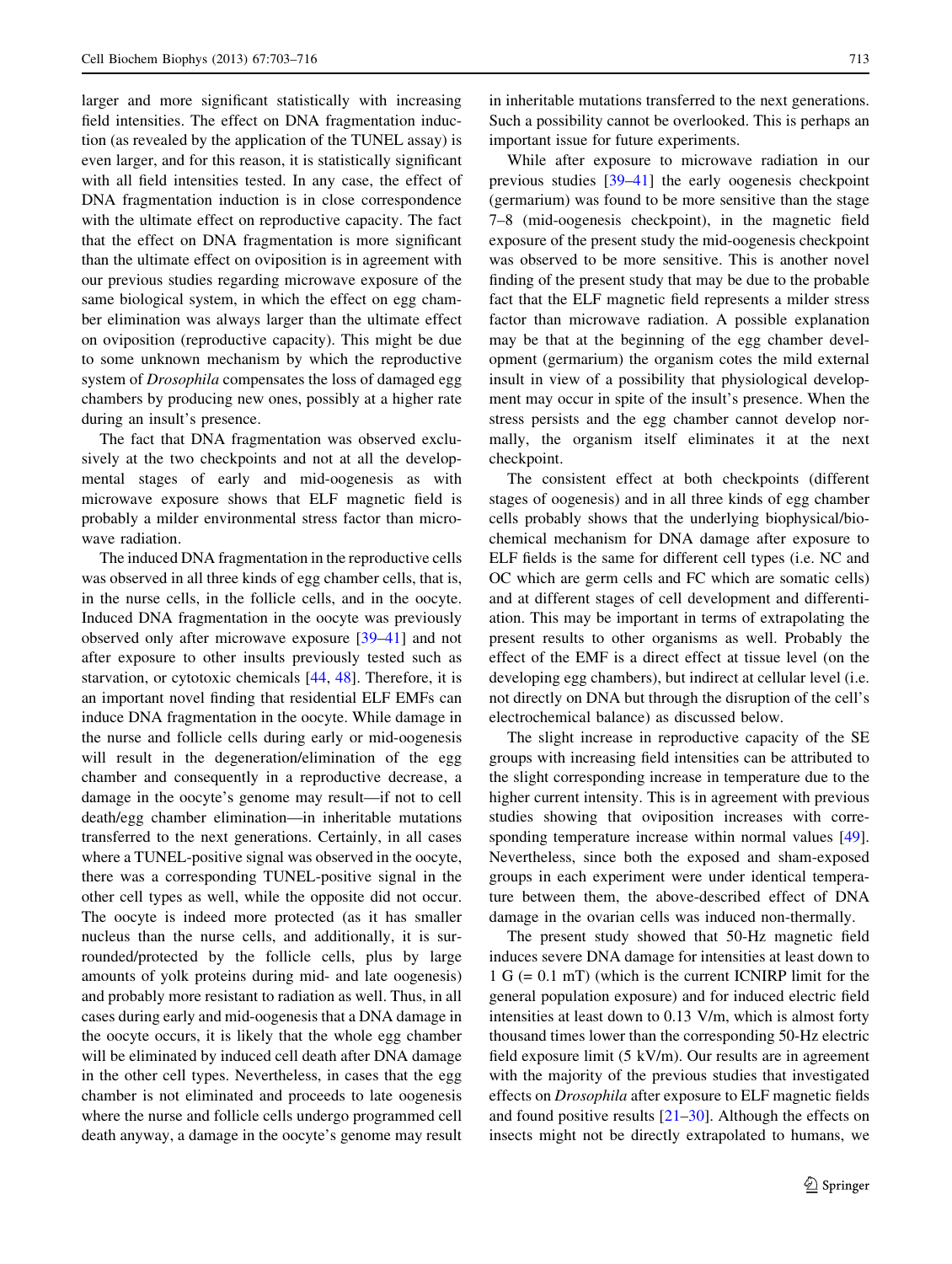larger and more significant statistically with increasing field intensities. The effect on DNA fragmentation induction (as revealed by the application of the TUNEL assay) is even larger, and for this reason, it is statistically significant with all field intensities tested. In any case, the effect of DNA fragmentation induction is in close correspondence with the ultimate effect on reproductive capacity. The fact that the effect on DNA fragmentation is more significant than the ultimate effect on oviposition is in agreement with our previous studies regarding microwave exposure of the same biological system, in which the effect on egg chamber elimination was always larger than the ultimate effect on oviposition (reproductive capacity). This might be due to some unknown mechanism by which the reproductive system of *Drosophila* compensates the loss of damaged egg chambers by producing new ones, possibly at a higher rate during an insult's presence.

The fact that DNA fragmentation was observed exclusively at the two checkpoints and not at all the developmental stages of early and mid-oogenesis as with microwave exposure shows that ELF magnetic field is probably a milder environmental stress factor than microwave radiation.

The induced DNA fragmentation in the reproductive cells was observed in all three kinds of egg chamber cells, that is, in the nurse cells, in the follicle cells, and in the oocyte. Induced DNA fragmentation in the oocyte was previously observed only after microwave exposure [39–41] and not after exposure to other insults previously tested such as starvation, or cytotoxic chemicals [44, 48]. Therefore, it is an important novel finding that residential ELF EMFs can induce DNA fragmentation in the oocyte. While damage in the nurse and follicle cells during early or mid-oogenesis will result in the degeneration/elimination of the egg chamber and consequently in a reproductive decrease, a damage in the oocyte's genome may result—if not to cell death/egg chamber elimination—in inheritable mutations transferred to the next generations. Certainly, in all cases where a TUNEL-positive signal was observed in the oocyte, there was a corresponding TUNEL-positive signal in the other cell types as well, while the opposite did not occur. The oocyte is indeed more protected (as it has smaller nucleus than the nurse cells, and additionally, it is surrounded/protected by the follicle cells, plus by large amounts of yolk proteins during mid- and late oogenesis) and probably more resistant to radiation as well. Thus, in all cases during early and mid-oogenesis that a DNA damage in the oocyte occurs, it is likely that the whole egg chamber will be eliminated by induced cell death after DNA damage in the other cell types. Nevertheless, in cases that the egg chamber is not eliminated and proceeds to late oogenesis where the nurse and follicle cells undergo programmed cell death anyway, a damage in the oocyte's genome may result in inheritable mutations transferred to the next generations. Such a possibility cannot be overlooked. This is perhaps an important issue for future experiments.

While after exposure to microwave radiation in our previous studies [39–41] the early oogenesis checkpoint (germarium) was found to be more sensitive than the stage 7–8 (mid-oogenesis checkpoint), in the magnetic field exposure of the present study the mid-oogenesis checkpoint was observed to be more sensitive. This is another novel finding of the present study that may be due to the probable fact that the ELF magnetic field represents a milder stress factor than microwave radiation. A possible explanation may be that at the beginning of the egg chamber development (germarium) the organism cotes the mild external insult in view of a possibility that physiological development may occur in spite of the insult's presence. When the stress persists and the egg chamber cannot develop normally, the organism itself eliminates it at the next checkpoint.

The consistent effect at both checkpoints (different stages of oogenesis) and in all three kinds of egg chamber cells probably shows that the underlying biophysical/biochemical mechanism for DNA damage after exposure to ELF fields is the same for different cell types (i.e. NC and OC which are germ cells and FC which are somatic cells) and at different stages of cell development and differentiation. This may be important in terms of extrapolating the present results to other organisms as well. Probably the effect of the EMF is a direct effect at tissue level (on the developing egg chambers), but indirect at cellular level (i.e. not directly on DNA but through the disruption of the cell's electrochemical balance) as discussed below.

The slight increase in reproductive capacity of the SE groups with increasing field intensities can be attributed to the slight corresponding increase in temperature due to the higher current intensity. This is in agreement with previous studies showing that oviposition increases with corresponding temperature increase within normal values [49]. Nevertheless, since both the exposed and sham-exposed groups in each experiment were under identical temperature between them, the above-described effect of DNA damage in the ovarian cells was induced non-thermally.

The present study showed that 50-Hz magnetic field induces severe DNA damage for intensities at least down to 1 G (= 0.1 mT) (which is the current ICNIRP limit for the general population exposure) and for induced electric field intensities at least down to 0.13 V/m, which is almost forty thousand times lower than the corresponding 50-Hz electric field exposure limit (5 kV/m). Our results are in agreement with the majority of the previous studies that investigated effects on *Drosophila* after exposure to ELF magnetic fields and found positive results [21–30]. Although the effects on insects might not be directly extrapolated to humans, we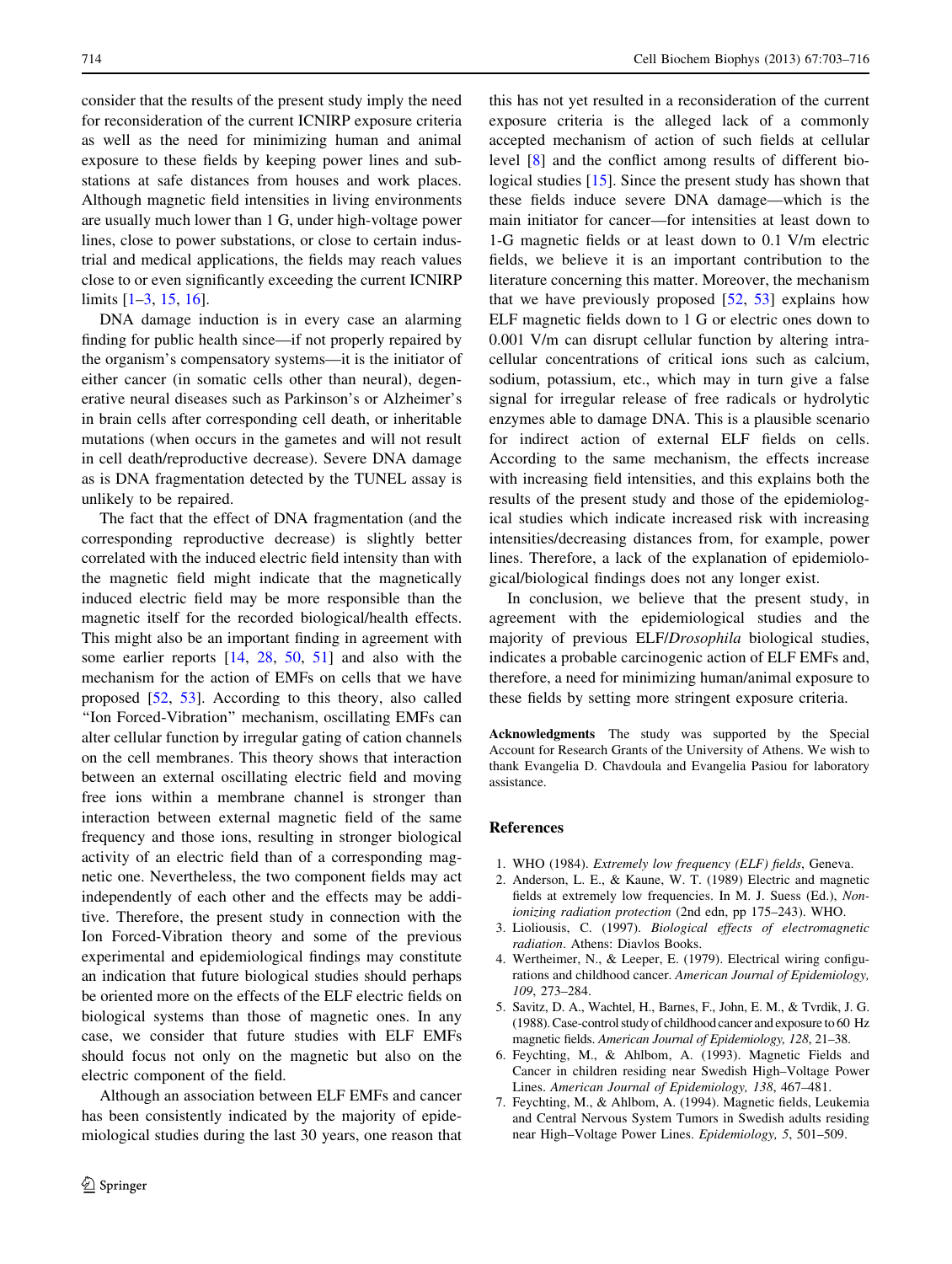consider that the results of the present study imply the need for reconsideration of the current ICNIRP exposure criteria as well as the need for minimizing human and animal exposure to these fields by keeping power lines and substations at safe distances from houses and work places. Although magnetic field intensities in living environments are usually much lower than 1 G, under high-voltage power lines, close to power substations, or close to certain industrial and medical applications, the fields may reach values close to or even significantly exceeding the current ICNIRP limits [1–3, 15, 16].

DNA damage induction is in every case an alarming finding for public health since—if not properly repaired by the organism's compensatory systems—it is the initiator of either cancer (in somatic cells other than neural), degenerative neural diseases such as Parkinson's or Alzheimer's in brain cells after corresponding cell death, or inheritable mutations (when occurs in the gametes and will not result in cell death/reproductive decrease). Severe DNA damage as is DNA fragmentation detected by the TUNEL assay is unlikely to be repaired.

The fact that the effect of DNA fragmentation (and the corresponding reproductive decrease) is slightly better correlated with the induced electric field intensity than with the magnetic field might indicate that the magnetically induced electric field may be more responsible than the magnetic itself for the recorded biological/health effects. This might also be an important finding in agreement with some earlier reports [14, 28, 50, 51] and also with the mechanism for the action of EMFs on cells that we have proposed [52, 53]. According to this theory, also called "Ion Forced-Vibration" mechanism, oscillating EMFs can alter cellular function by irregular gating of cation channels on the cell membranes. This theory shows that interaction between an external oscillating electric field and moving free ions within a membrane channel is stronger than interaction between external magnetic field of the same frequency and those ions, resulting in stronger biological activity of an electric field than of a corresponding magnetic one. Nevertheless, the two component fields may act independently of each other and the effects may be additive. Therefore, the present study in connection with the Ion Forced-Vibration theory and some of the previous experimental and epidemiological findings may constitute an indication that future biological studies should perhaps be oriented more on the effects of the ELF electric fields on biological systems than those of magnetic ones. In any case, we consider that future studies with ELF EMFs should focus not only on the magnetic but also on the electric component of the field.

Although an association between ELF EMFs and cancer has been consistently indicated by the majority of epidemiological studies during the last 30 years, one reason that this has not yet resulted in a reconsideration of the current exposure criteria is the alleged lack of a commonly accepted mechanism of action of such fields at cellular level [8] and the conflict among results of different biological studies [15]. Since the present study has shown that these fields induce severe DNA damage—which is the main initiator for cancer—for intensities at least down to 1-G magnetic fields or at least down to 0.1 V/m electric fields, we believe it is an important contribution to the literature concerning this matter. Moreover, the mechanism that we have previously proposed [52, 53] explains how ELF magnetic fields down to 1 G or electric ones down to 0.001 V/m can disrupt cellular function by altering intracellular concentrations of critical ions such as calcium, sodium, potassium, etc., which may in turn give a false signal for irregular release of free radicals or hydrolytic enzymes able to damage DNA. This is a plausible scenario for indirect action of external ELF fields on cells. According to the same mechanism, the effects increase with increasing field intensities, and this explains both the results of the present study and those of the epidemiological studies which indicate increased risk with increasing intensities/decreasing distances from, for example, power lines. Therefore, a lack of the explanation of epidemiological/biological findings does not any longer exist.

In conclusion, we believe that the present study, in agreement with the epidemiological studies and the majority of previous ELF/*Drosophila* biological studies, indicates a probable carcinogenic action of ELF EMFs and, therefore, a need for minimizing human/animal exposure to these fields by setting more stringent exposure criteria.

**Acknowledgments** The study was supported by the Special Account for Research Grants of the University of Athens. We wish to thank Evangelia D. Chavdoula and Evangelia Pasiou for laboratory assistance.

## References

1. WHO (1984). *Extremely low frequency (ELF) fields*, Geneva.
2. Anderson, L. E., & Kaune, W. T. (1989) Electric and magnetic fields at extremely low frequencies. In M. J. Suess (Ed.), *Non-ionizing radiation protection* (2nd edn, pp 175–243). WHO.
3. Liolliousis, C. (1997). *Biological effects of electromagnetic radiation*. Athens: Diavlos Books.
4. Wertheimer, N., & Leeper, E. (1979). Electrical wiring configurations and childhood cancer. *American Journal of Epidemiology, 109*, 273–284.
5. Savitz, D. A., Wachtel, H., Barnes, F., John, E. M., & Tvrdik, J. G. (1988). Case-control study of childhood cancer and exposure to 60 Hz magnetic fields. *American Journal of Epidemiology, 128*, 21–38.
6. Feychting, M., & Ahlbom, A. (1993). Magnetic Fields and Cancer in children residing near Swedish High–Voltage Power Lines. *American Journal of Epidemiology, 138*, 467–481.
7. Feychting, M., & Ahlbom, A. (1994). Magnetic fields, Leukemia and Central Nervous System Tumors in Swedish adults residing near High–Voltage Power Lines. *Epidemiology, 5*, 501–509.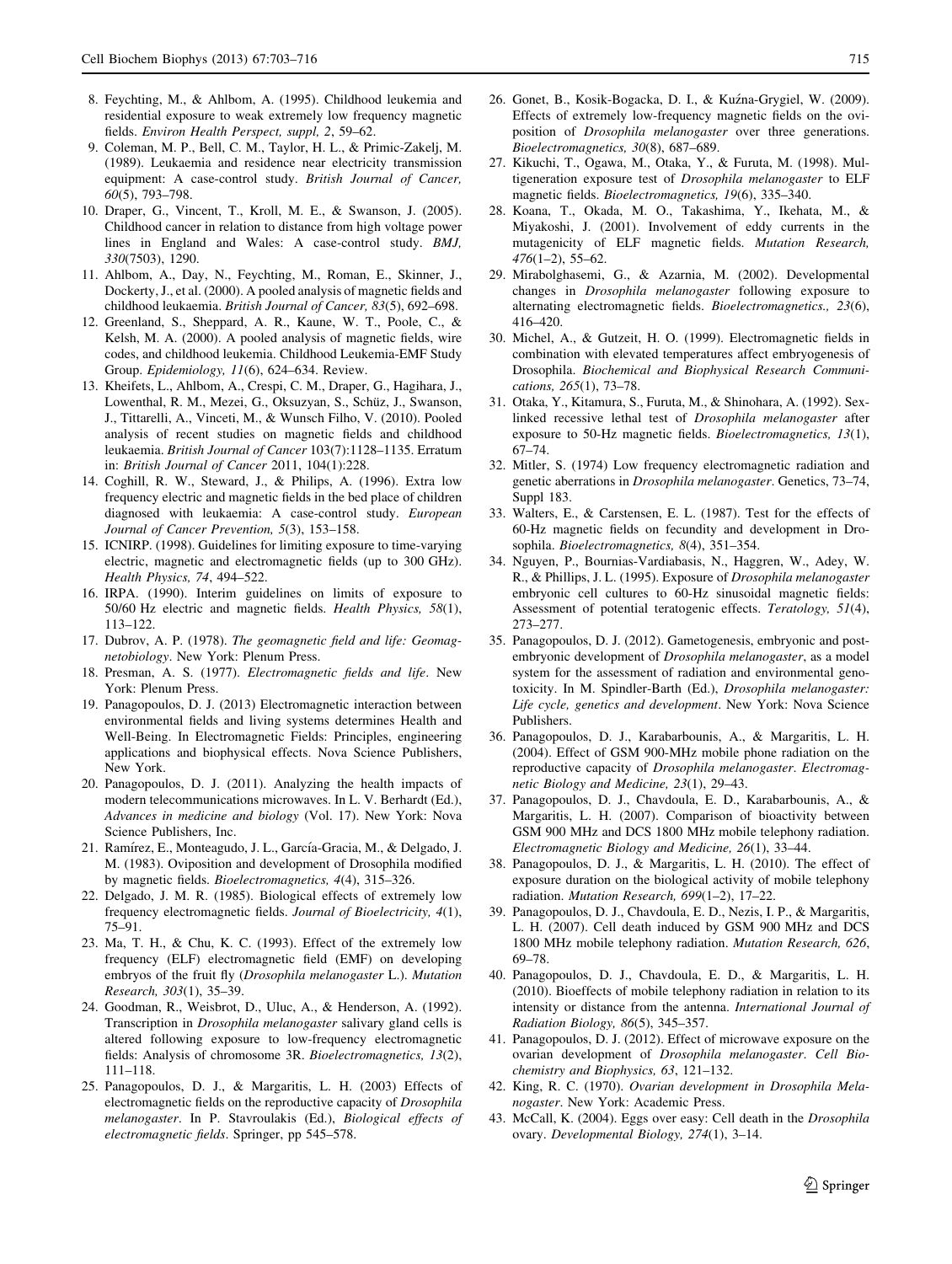8. Feychting, M., & Ahlbom, A. (1995). Childhood leukemia and residential exposure to weak extremely low frequency magnetic fields. *Environ Health Perspect, suppl, 2*, 59–62.
9. Coleman, M. P., Bell, C. M., Taylor, H. L., & Primic-Zakelj, M. (1989). Leukaemia and residence near electricity transmission equipment: A case-control study. *British Journal of Cancer, 60*(5), 793–798.
10. Draper, G., Vincent, T., Kroll, M. E., & Swanson, J. (2005). Childhood cancer in relation to distance from high voltage power lines in England and Wales: A case-control study. *BMJ, 330*(7503), 1290.
11. Ahlbom, A., Day, N., Feychting, M., Roman, E., Skinner, J., Dockerty, J., et al. (2000). A pooled analysis of magnetic fields and childhood leukaemia. *British Journal of Cancer, 83*(5), 692–698.
12. Greenland, S., Sheppard, A. R., Kaune, W. T., Poole, C., & Kelsh, M. A. (2000). A pooled analysis of magnetic fields, wire codes, and childhood leukemia. Childhood Leukemia-EMF Study Group. *Epidemiology, 11*(6), 624–634. Review.
13. Kheifets, L., Ahlbom, A., Crespi, C. M., Draper, G., Hagihara, J., Lowenthal, R. M., Mezei, G., Oksuzyan, S., Schüz, J., Swanson, J., Tittarelli, A., Vinceti, M., & Wunsch Filho, V. (2010). Pooled analysis of recent studies on magnetic fields and childhood leukaemia. *British Journal of Cancer* 103(7):1128–1135. Erratum in: *British Journal of Cancer* 2011, 104(1):228.
14. Coghill, R. W., Steward, J., & Philips, A. (1996). Extra low frequency electric and magnetic fields in the bed place of children diagnosed with leukaemia: A case-control study. *European Journal of Cancer Prevention, 5*(3), 153–158.
15. ICNIRP. (1998). Guidelines for limiting exposure to time-varying electric, magnetic and electromagnetic fields (up to 300 GHz). *Health Physics, 74*, 494–522.
16. IRPA. (1990). Interim guidelines on limits of exposure to 50/60 Hz electric and magnetic fields. *Health Physics, 58*(1), 113–122.
17. Dubrov, A. P. (1978). *The geomagnetic field and life: Geomagnetobiology*. New York: Plenum Press.
18. Presman, A. S. (1977). *Electromagnetic fields and life*. New York: Plenum Press.
19. Panagopoulos, D. J. (2013) Electromagnetic interaction between environmental fields and living systems determines Health and Well-Being. In Electromagnetic Fields: Principles, engineering applications and biophysical effects. Nova Science Publishers, New York.
20. Panagopoulos, D. J. (2011). Analyzing the health impacts of modern telecommunications microwaves. In L. V. Berhardt (Ed.), *Advances in medicine and biology* (Vol. 17). New York: Nova Science Publishers, Inc.
21. Ramírez, E., Monteagudo, J. L., García-Gracia, M., & Delgado, J. M. (1983). Oviposition and development of Drosophila modified by magnetic fields. *Bioelectromagnetics, 4*(4), 315–326.
22. Delgado, J. M. R. (1985). Biological effects of extremely low frequency electromagnetic fields. *Journal of Bioelectricity, 4*(1), 75–91.
23. Ma, T. H., & Chu, K. C. (1993). Effect of the extremely low frequency (ELF) electromagnetic field (EMF) on developing embryos of the fruit fly (*Drosophila melanogaster* L.). *Mutation Research, 303*(1), 35–39.
24. Goodman, R., Weisbrot, D., Uluc, A., & Henderson, A. (1992). Transcription in *Drosophila melanogaster* salivary gland cells is altered following exposure to low-frequency electromagnetic fields: Analysis of chromosome 3R. *Bioelectromagnetics, 13*(2), 111–118.
25. Panagopoulos, D. J., & Margaritis, L. H. (2003) Effects of electromagnetic fields on the reproductive capacity of *Drosophila melanogaster*. In P. Stavroulakis (Ed.), *Biological effects of electromagnetic fields*. Springer, pp 545–578.
26. Gonet, B., Kosik-Bogacka, D. I., & Kuźna-Grygiel, W. (2009). Effects of extremely low-frequency magnetic fields on the oviposition of *Drosophila melanogaster* over three generations. *Bioelectromagnetics, 30*(8), 687–689.
27. Kikuchi, T., Ogawa, M., Otaka, Y., & Furuta, M. (1998). Multigeneration exposure test of *Drosophila melanogaster* to ELF magnetic fields. *Bioelectromagnetics, 19*(6), 335–340.
28. Koana, T., Okada, M. O., Takashima, Y., Ikehata, M., & Miyakoshi, J. (2001). Involvement of eddy currents in the mutagenicity of ELF magnetic fields. *Mutation Research, 476*(1–2), 55–62.
29. Mirabolghasemi, G., & Azarnia, M. (2002). Developmental changes in *Drosophila melanogaster* following exposure to alternating electromagnetic fields. *Bioelectromagnetics., 23*(6), 416–420.
30. Michel, A., & Gutzeit, H. O. (1999). Electromagnetic fields in combination with elevated temperatures affect embryogenesis of Drosophila. *Biochemical and Biophysical Research Communications, 265*(1), 73–78.
31. Otaka, Y., Kitamura, S., Furuta, M., & Shinohara, A. (1992). Sex-linked recessive lethal test of *Drosophila melanogaster* after exposure to 50-Hz magnetic fields. *Bioelectromagnetics, 13*(1), 67–74.
32. Mitler, S. (1974) Low frequency electromagnetic radiation and genetic aberrations in *Drosophila melanogaster*. Genetics, 73–74, Suppl 183.
33. Walters, E., & Carstensen, E. L. (1987). Test for the effects of 60-Hz magnetic fields on fecundity and development in Drosophila. *Bioelectromagnetics, 8*(4), 351–354.
34. Nguyen, P., Bournias-Vardiabasis, N., Haggren, W., Adey, W. R., & Phillips, J. L. (1995). Exposure of *Drosophila melanogaster* embryonic cell cultures to 60-Hz sinusoidal magnetic fields: Assessment of potential teratogenic effects. *Teratology, 51*(4), 273–277.
35. Panagopoulos, D. J. (2012). Gametogenesis, embryonic and post-embryonic development of *Drosophila melanogaster*, as a model system for the assessment of radiation and environmental genotoxicity. In M. Spindler-Barth (Ed.), *Drosophila melanogaster: Life cycle, genetics and development*. New York: Nova Science Publishers.
36. Panagopoulos, D. J., Karabarbounis, A., & Margaritis, L. H. (2004). Effect of GSM 900-MHz mobile phone radiation on the reproductive capacity of *Drosophila melanogaster*. *Electromagnetic Biology and Medicine, 23*(1), 29–43.
37. Panagopoulos, D. J., Chavdoula, E. D., Karabarbounis, A., & Margaritis, L. H. (2007). Comparison of bioactivity between GSM 900 MHz and DCS 1800 MHz mobile telephony radiation. *Electromagnetic Biology and Medicine, 26*(1), 33–44.
38. Panagopoulos, D. J., & Margaritis, L. H. (2010). The effect of exposure duration on the biological activity of mobile telephony radiation. *Mutation Research, 699*(1–2), 17–22.
39. Panagopoulos, D. J., Chavdoula, E. D., Nezis, I. P., & Margaritis, L. H. (2007). Cell death induced by GSM 900 MHz and DCS 1800 MHz mobile telephony radiation. *Mutation Research, 626*, 69–78.
40. Panagopoulos, D. J., Chavdoula, E. D., & Margaritis, L. H. (2010). Bioeffects of mobile telephony radiation in relation to its intensity or distance from the antenna. *International Journal of Radiation Biology, 86*(5), 345–357.
41. Panagopoulos, D. J. (2012). Effect of microwave exposure on the ovarian development of *Drosophila melanogaster*. *Cell Biochemistry and Biophysics, 63*, 121–132.
42. King, R. C. (1970). *Ovarian development in Drosophila Melanogaster*. New York: Academic Press.
43. McCall, K. (2004). Eggs over easy: Cell death in the *Drosophila* ovary. *Developmental Biology, 274*(1), 3–14.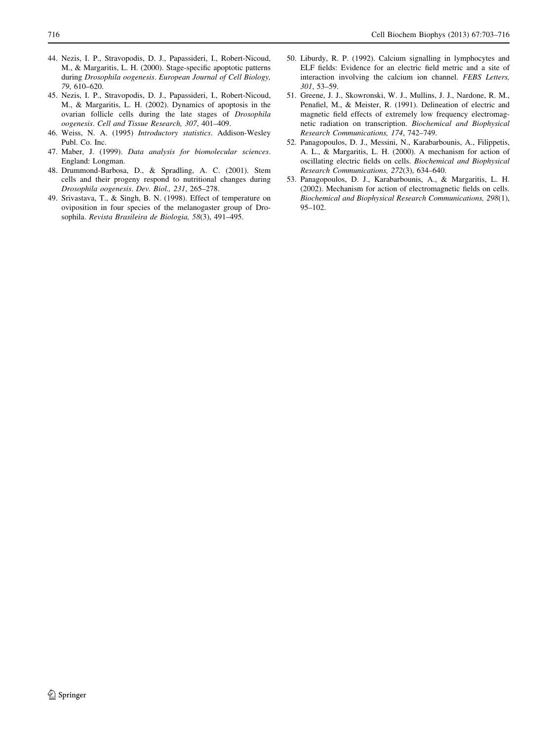44. Nezis, I. P., Stravopodis, D. J., Papassideri, I., Robert-Nicoud, M., & Margaritis, L. H. (2000). Stage-specific apoptotic patterns during *Drosophila oogenesis*. *European Journal of Cell Biology, 79*, 610–620.
45. Nezis, I. P., Stravopodis, D. J., Papassideri, I., Robert-Nicoud, M., & Margaritis, L. H. (2002). Dynamics of apoptosis in the ovarian follicle cells during the late stages of *Drosophila oogenesis*. *Cell and Tissue Research, 307*, 401–409.
46. Weiss, N. A. (1995) *Introductory statistics*. Addison-Wesley Publ. Co. Inc.
47. Maber, J. (1999). *Data analysis for biomolecular sciences*. England: Longman.
48. Drummond-Barbosa, D., & Spradling, A. C. (2001). Stem cells and their progeny respond to nutritional changes during *Drosophila oogenesis*. *Dev. Biol., 231*, 265–278.
49. Srivastava, T., & Singh, B. N. (1998). Effect of temperature on oviposition in four species of the melanogaster group of Drosophila. *Revista Brasileira de Biologia, 58*(3), 491–495.
50. Liburdy, R. P. (1992). Calcium signalling in lymphocytes and ELF fields: Evidence for an electric field metric and a site of interaction involving the calcium ion channel. *FEBS Letters, 301*, 53–59.
51. Greene, J. J., Skowronski, W. J., Mullins, J. J., Nardone, R. M., Penafiel, M., & Meister, R. (1991). Delineation of electric and magnetic field effects of extremely low frequency electromagnetic radiation on transcription. *Biochemical and Biophysical Research Communications, 174*, 742–749.
52. Panagopoulos, D. J., Messini, N., Karabarbounis, A., Filippetis, A. L., & Margaritis, L. H. (2000). A mechanism for action of oscillating electric fields on cells. *Biochemical and Biophysical Research Communications, 272*(3), 634–640.
53. Panagopoulos, D. J., Karabarbounis, A., & Margaritis, L. H. (2002). Mechanism for action of electromagnetic fields on cells. *Biochemical and Biophysical Research Communications, 298*(1), 95–102.